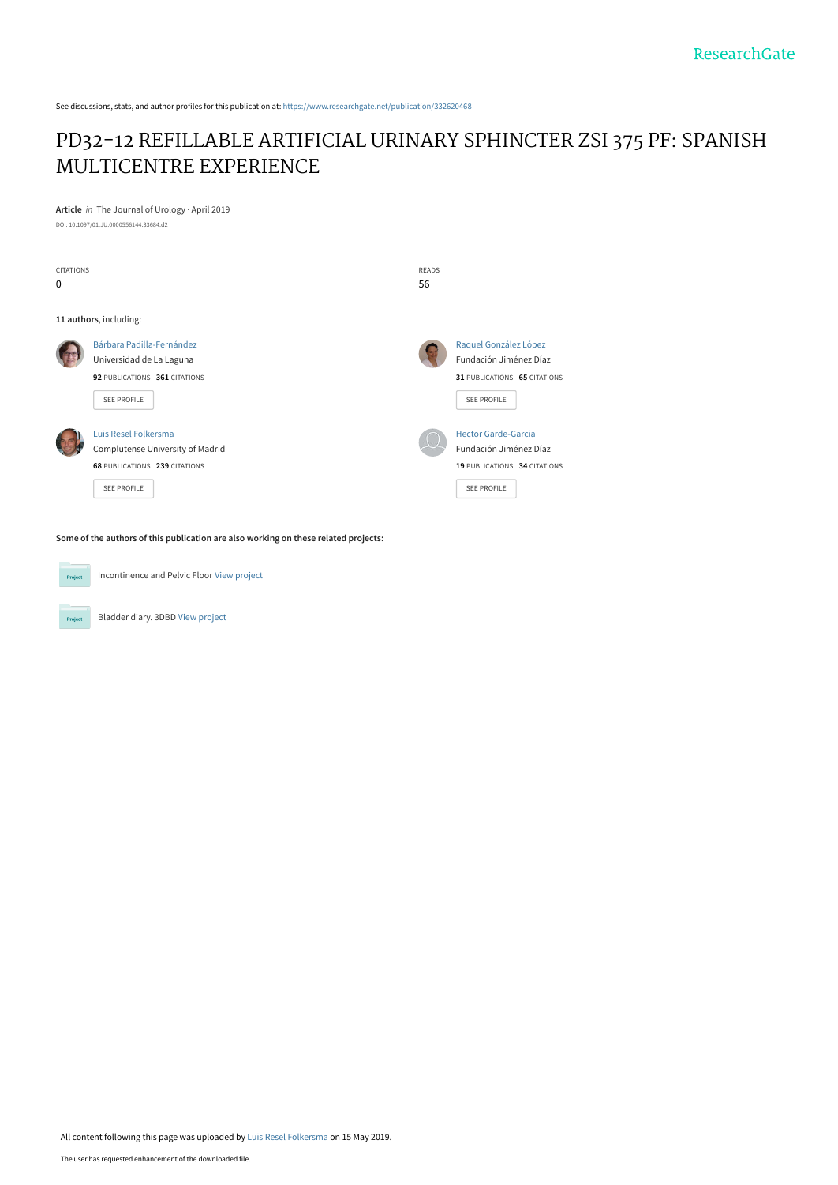See discussions, stats, and author profiles for this publication at: https://www.researchgate.net/publication/332620468

# PD32-12 REFILLABLE ARTIFICIAL URINARY SPHINCTER ZSI 375 PF: SPANISH MULTICENTRE EXPERIENCE

**Article** *in* The Journal of Urology · April 2019

DOI: 10.1097/01.JU.0000556144.33684.d2

| CITATIONS | READS |
|---|---|
| 0 | 56 |

**11 authors**, including:

- **Bárbara Padilla-Fernández** — Universidad de La Laguna — 92 PUBLICATIONS, 361 CITATIONS — SEE PROFILE
- **Raquel González López** — Fundación Jiménez Díaz — 31 PUBLICATIONS, 65 CITATIONS — SEE PROFILE
- **Luis Resel Folkersma** — Complutense University of Madrid — 68 PUBLICATIONS, 239 CITATIONS — SEE PROFILE
- **Hector Garde-Garcia** — Fundación Jiménez Díaz — 19 PUBLICATIONS, 34 CITATIONS — SEE PROFILE

**Some of the authors of this publication are also working on these related projects:**

- Incontinence and Pelvic Floor View project
- Bladder diary. 3DBD View project

All content following this page was uploaded by Luis Resel Folkersma on 15 May 2019.

The user has requested enhancement of the downloaded file.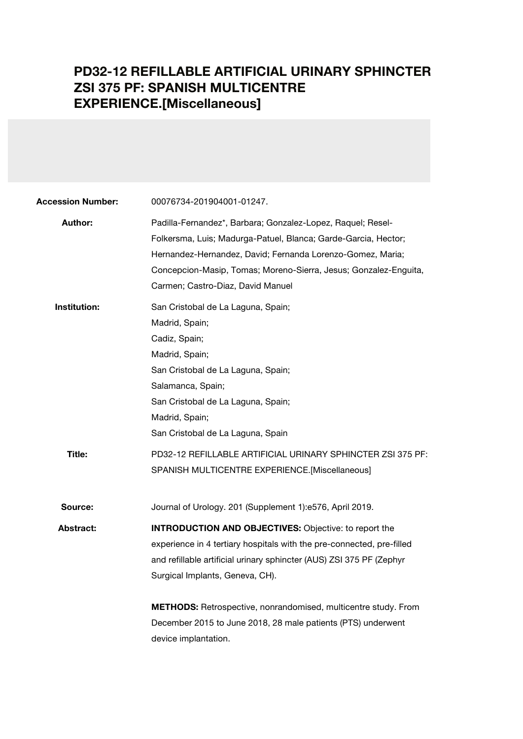# PD32-12 REFILLABLE ARTIFICIAL URINARY SPHINCTER ZSI 375 PF: SPANISH MULTICENTRE EXPERIENCE.[Miscellaneous]

**Accession Number:** 00076734-201904001-01247.

**Author:** Padilla-Fernandez*, Barbara; Gonzalez-Lopez, Raquel; Resel-Folkersma, Luis; Madurga-Patuel, Blanca; Garde-Garcia, Hector; Hernandez-Hernandez, David; Fernanda Lorenzo-Gomez, Maria; Concepcion-Masip, Tomas; Moreno-Sierra, Jesus; Gonzalez-Enguita, Carmen; Castro-Diaz, David Manuel

**Institution:** San Cristobal de La Laguna, Spain;
Madrid, Spain;
Cadiz, Spain;
Madrid, Spain;
San Cristobal de La Laguna, Spain;
Salamanca, Spain;
San Cristobal de La Laguna, Spain;
Madrid, Spain;
San Cristobal de La Laguna, Spain

**Title:** PD32-12 REFILLABLE ARTIFICIAL URINARY SPHINCTER ZSI 375 PF: SPANISH MULTICENTRE EXPERIENCE.[Miscellaneous]

**Source:** Journal of Urology. 201 (Supplement 1):e576, April 2019.

**Abstract:**

**INTRODUCTION AND OBJECTIVES:** Objective: to report the experience in 4 tertiary hospitals with the pre-connected, pre-filled and refillable artificial urinary sphincter (AUS) ZSI 375 PF (Zephyr Surgical Implants, Geneva, CH).

**METHODS:** Retrospective, nonrandomised, multicentre study. From December 2015 to June 2018, 28 male patients (PTS) underwent device implantation.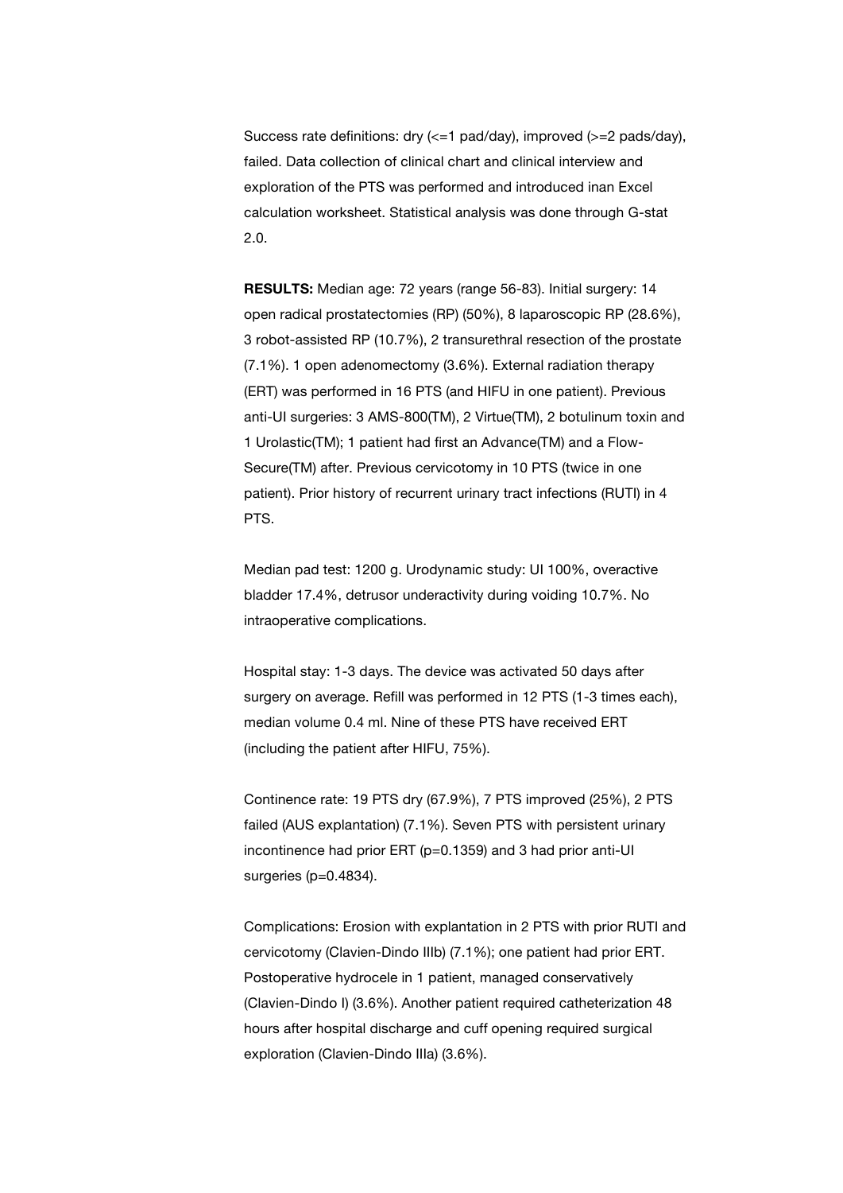Success rate definitions: dry (<=1 pad/day), improved (>=2 pads/day), failed. Data collection of clinical chart and clinical interview and exploration of the PTS was performed and introduced inan Excel calculation worksheet. Statistical analysis was done through G-stat 2.0.

**RESULTS:** Median age: 72 years (range 56-83). Initial surgery: 14 open radical prostatectomies (RP) (50%), 8 laparoscopic RP (28.6%), 3 robot-assisted RP (10.7%), 2 transurethral resection of the prostate (7.1%). 1 open adenomectomy (3.6%). External radiation therapy (ERT) was performed in 16 PTS (and HIFU in one patient). Previous anti-UI surgeries: 3 AMS-800(TM), 2 Virtue(TM), 2 botulinum toxin and 1 Urolastic(TM); 1 patient had first an Advance(TM) and a Flow-Secure(TM) after. Previous cervicotomy in 10 PTS (twice in one patient). Prior history of recurrent urinary tract infections (RUTI) in 4 PTS.

Median pad test: 1200 g. Urodynamic study: UI 100%, overactive bladder 17.4%, detrusor underactivity during voiding 10.7%. No intraoperative complications.

Hospital stay: 1-3 days. The device was activated 50 days after surgery on average. Refill was performed in 12 PTS (1-3 times each), median volume 0.4 ml. Nine of these PTS have received ERT (including the patient after HIFU, 75%).

Continence rate: 19 PTS dry (67.9%), 7 PTS improved (25%), 2 PTS failed (AUS explantation) (7.1%). Seven PTS with persistent urinary incontinence had prior ERT ($p=0.1359$) and 3 had prior anti-UI surgeries ($p=0.4834$).

Complications: Erosion with explantation in 2 PTS with prior RUTI and cervicotomy (Clavien-Dindo IIIb) (7.1%); one patient had prior ERT. Postoperative hydrocele in 1 patient, managed conservatively (Clavien-Dindo I) (3.6%). Another patient required catheterization 48 hours after hospital discharge and cuff opening required surgical exploration (Clavien-Dindo IIIa) (3.6%).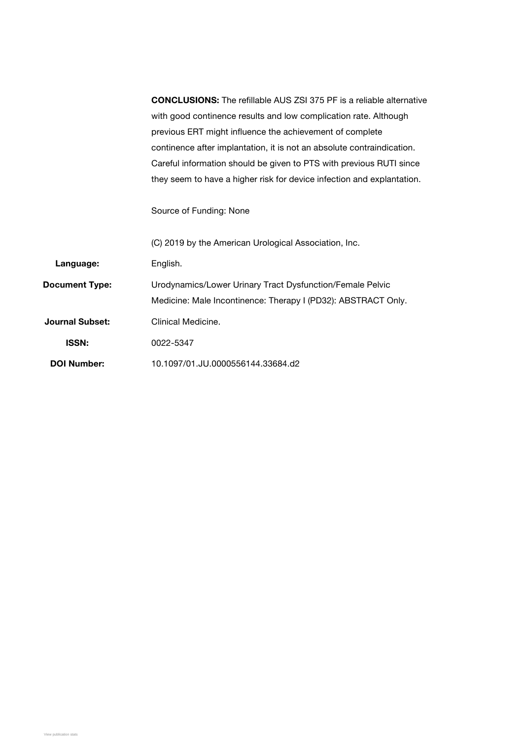**CONCLUSIONS:** The refillable AUS ZSI 375 PF is a reliable alternative with good continence results and low complication rate. Although previous ERT might influence the achievement of complete continence after implantation, it is not an absolute contraindication. Careful information should be given to PTS with previous RUTI since they seem to have a higher risk for device infection and explantation.

Source of Funding: None

(C) 2019 by the American Urological Association, Inc.

**Language:** English.

**Document Type:** Urodynamics/Lower Urinary Tract Dysfunction/Female Pelvic Medicine: Male Incontinence: Therapy I (PD32): ABSTRACT Only.

**Journal Subset:** Clinical Medicine.

**ISSN:** 0022-5347

**DOI Number:** 10.1097/01.JU.0000556144.33684.d2